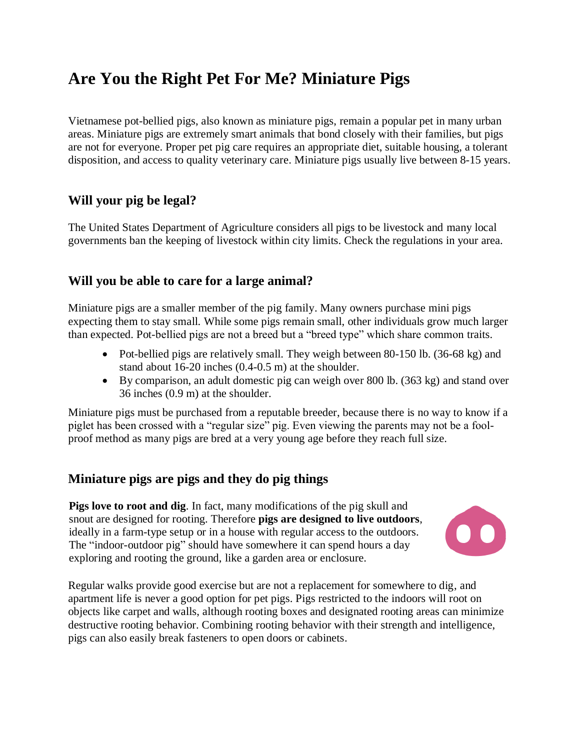# Are You the Right Pet For Me? Miniature Pigs

Vietnamese pot-bellied pigs, also known as miniature pigs, remain a popular pet in many urban areas. Miniature pigs are extremely smart animals that bond closely with their families, but pigs are not for everyone. Proper pet pig care requires an appropriate diet, suitable housing, a tolerant disposition, and access to quality veterinary care. Miniature pigs usually live between 8-15 years.

## Will your pig be legal?

The United States Department of Agriculture considers all pigs to be livestock and many local governments ban the keeping of livestock within city limits. Check the regulations in your area.

## Will you be able to care for a large animal?

Miniature pigs are a smaller member of the pig family. Many owners purchase mini pigs expecting them to stay small. While some pigs remain small, other individuals grow much larger than expected. Pot-bellied pigs are not a breed but a "breed type" which share common traits.

- Pot-bellied pigs are relatively small. They weigh between 80-150 lb. (36-68 kg) and stand about 16-20 inches (0.4-0.5 m) at the shoulder.
- By comparison, an adult domestic pig can weigh over 800 lb. (363 kg) and stand over 36 inches (0.9 m) at the shoulder.

Miniature pigs must be purchased from a reputable breeder, because there is no way to know if a piglet has been crossed with a "regular size" pig. Even viewing the parents may not be a fool-proof method as many pigs are bred at a very young age before they reach full size.

## Miniature pigs are pigs and they do pig things

**Pigs love to root and dig**. In fact, many modifications of the pig skull and snout are designed for rooting. Therefore **pigs are designed to live outdoors**, ideally in a farm-type setup or in a house with regular access to the outdoors. The "indoor-outdoor pig" should have somewhere it can spend hours a day exploring and rooting the ground, like a garden area or enclosure.

Regular walks provide good exercise but are not a replacement for somewhere to dig, and apartment life is never a good option for pet pigs. Pigs restricted to the indoors will root on objects like carpet and walls, although rooting boxes and designated rooting areas can minimize destructive rooting behavior. Combining rooting behavior with their strength and intelligence, pigs can also easily break fasteners to open doors or cabinets.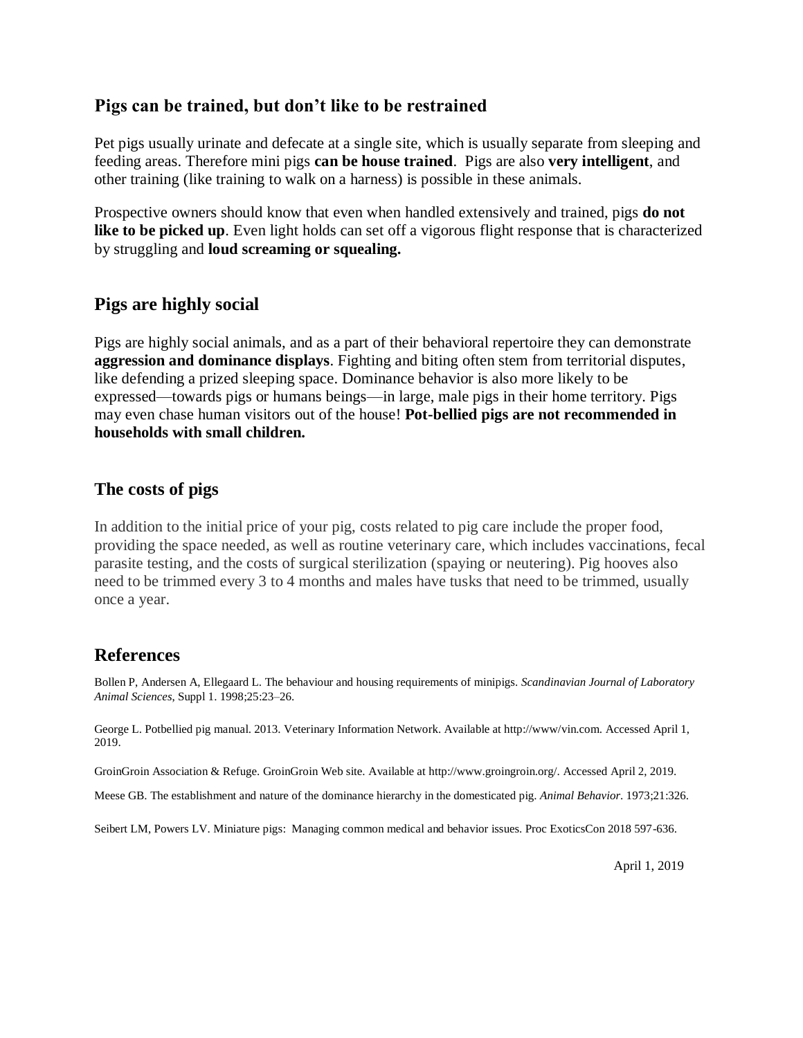## Pigs can be trained, but don't like to be restrained

Pet pigs usually urinate and defecate at a single site, which is usually separate from sleeping and feeding areas. Therefore mini pigs **can be house trained**. Pigs are also **very intelligent**, and other training (like training to walk on a harness) is possible in these animals.

Prospective owners should know that even when handled extensively and trained, pigs **do not like to be picked up**. Even light holds can set off a vigorous flight response that is characterized by struggling and **loud screaming or squealing.**

## Pigs are highly social

Pigs are highly social animals, and as a part of their behavioral repertoire they can demonstrate **aggression and dominance displays**. Fighting and biting often stem from territorial disputes, like defending a prized sleeping space. Dominance behavior is also more likely to be expressed—towards pigs or humans beings—in large, male pigs in their home territory. Pigs may even chase human visitors out of the house! **Pot-bellied pigs are not recommended in households with small children.**

## The costs of pigs

In addition to the initial price of your pig, costs related to pig care include the proper food, providing the space needed, as well as routine veterinary care, which includes vaccinations, fecal parasite testing, and the costs of surgical sterilization (spaying or neutering). Pig hooves also need to be trimmed every 3 to 4 months and males have tusks that need to be trimmed, usually once a year.

## References

Bollen P, Andersen A, Ellegaard L. The behaviour and housing requirements of minipigs. *Scandinavian Journal of Laboratory Animal Sciences*, Suppl 1. 1998;25:23–26.

George L. Potbellied pig manual. 2013. Veterinary Information Network. Available at http://www/vin.com. Accessed April 1, 2019.

GroinGroin Association & Refuge. GroinGroin Web site. Available at http://www.groingroin.org/. Accessed April 2, 2019.

Meese GB. The establishment and nature of the dominance hierarchy in the domesticated pig. *Animal Behavior*. 1973;21:326.

Seibert LM, Powers LV. Miniature pigs: Managing common medical and behavior issues. Proc ExoticsCon 2018 597-636.

April 1, 2019